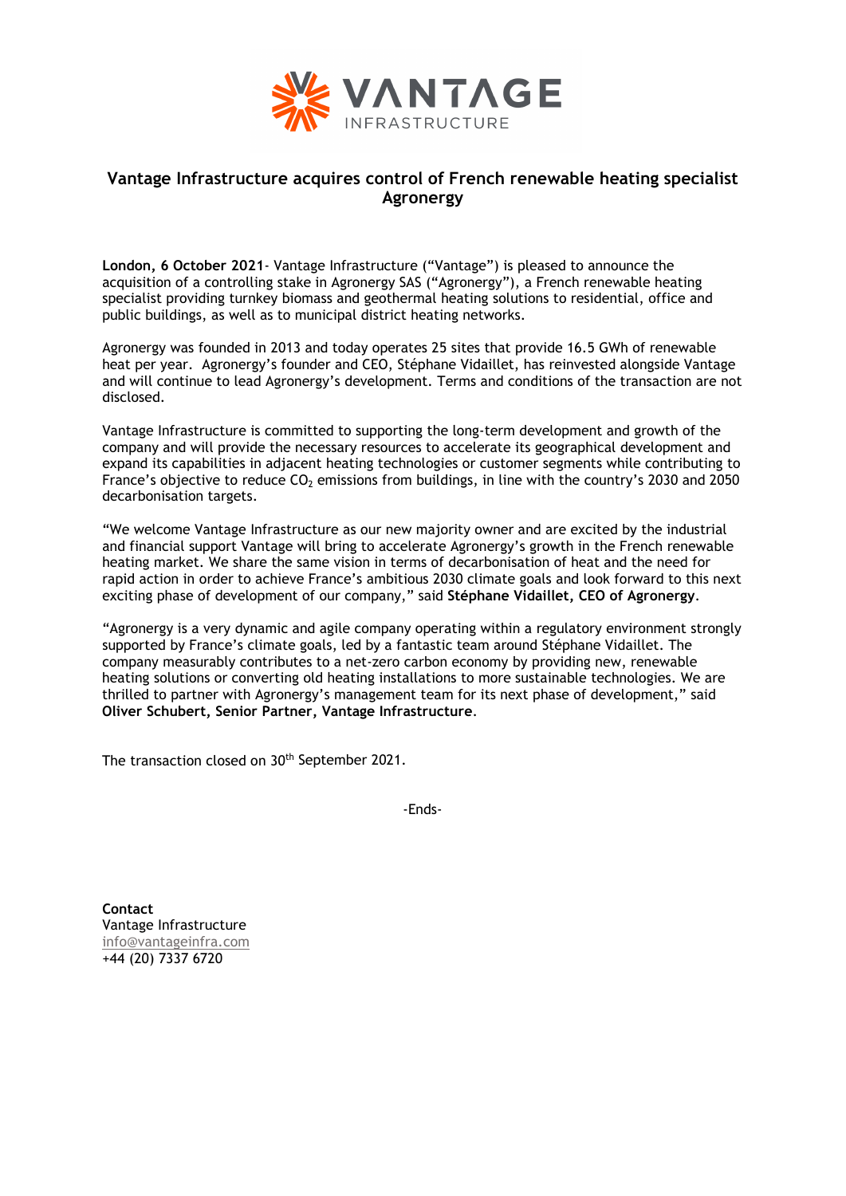# Vantage Infrastructure acquires control of French renewable heating specialist Agronergy

**London, 6 October 2021**- Vantage Infrastructure ("Vantage") is pleased to announce the acquisition of a controlling stake in Agronergy SAS ("Agronergy"), a French renewable heating specialist providing turnkey biomass and geothermal heating solutions to residential, office and public buildings, as well as to municipal district heating networks.

Agronergy was founded in 2013 and today operates 25 sites that provide 16.5 GWh of renewable heat per year. Agronergy's founder and CEO, Stéphane Vidaillet, has reinvested alongside Vantage and will continue to lead Agronergy's development. Terms and conditions of the transaction are not disclosed.

Vantage Infrastructure is committed to supporting the long-term development and growth of the company and will provide the necessary resources to accelerate its geographical development and expand its capabilities in adjacent heating technologies or customer segments while contributing to France's objective to reduce $CO_2$ emissions from buildings, in line with the country's 2030 and 2050 decarbonisation targets.

"We welcome Vantage Infrastructure as our new majority owner and are excited by the industrial and financial support Vantage will bring to accelerate Agronergy's growth in the French renewable heating market. We share the same vision in terms of decarbonisation of heat and the need for rapid action in order to achieve France's ambitious 2030 climate goals and look forward to this next exciting phase of development of our company," said **Stéphane Vidaillet, CEO of Agronergy**.

"Agronergy is a very dynamic and agile company operating within a regulatory environment strongly supported by France's climate goals, led by a fantastic team around Stéphane Vidaillet. The company measurably contributes to a net-zero carbon economy by providing new, renewable heating solutions or converting old heating installations to more sustainable technologies. We are thrilled to partner with Agronergy's management team for its next phase of development," said **Oliver Schubert, Senior Partner, Vantage Infrastructure**.

The transaction closed on 30th September 2021.

-Ends-

**Contact**
Vantage Infrastructure
info@vantageinfra.com
+44 (20) 7337 6720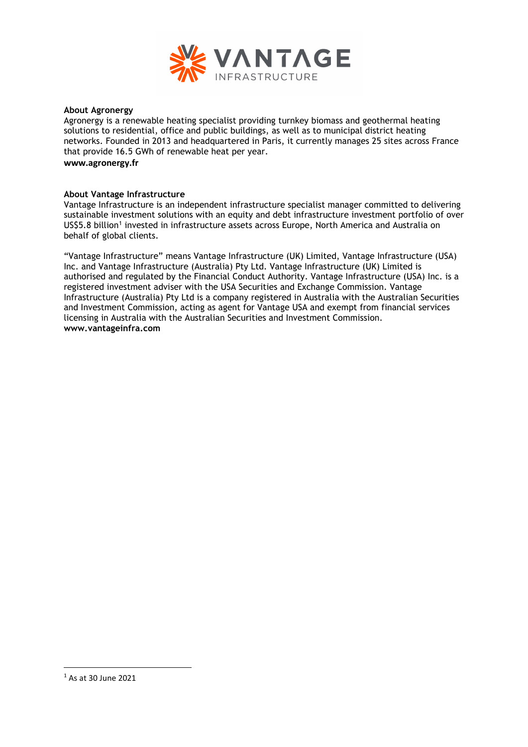**About Agronergy**

Agronergy is a renewable heating specialist providing turnkey biomass and geothermal heating solutions to residential, office and public buildings, as well as to municipal district heating networks. Founded in 2013 and headquartered in Paris, it currently manages 25 sites across France that provide 16.5 GWh of renewable heat per year.

**www.agronergy.fr**

**About Vantage Infrastructure**

Vantage Infrastructure is an independent infrastructure specialist manager committed to delivering sustainable investment solutions with an equity and debt infrastructure investment portfolio of over US$5.8 billion[1] invested in infrastructure assets across Europe, North America and Australia on behalf of global clients.

"Vantage Infrastructure" means Vantage Infrastructure (UK) Limited, Vantage Infrastructure (USA) Inc. and Vantage Infrastructure (Australia) Pty Ltd. Vantage Infrastructure (UK) Limited is authorised and regulated by the Financial Conduct Authority. Vantage Infrastructure (USA) Inc. is a registered investment adviser with the USA Securities and Exchange Commission. Vantage Infrastructure (Australia) Pty Ltd is a company registered in Australia with the Australian Securities and Investment Commission, acting as agent for Vantage USA and exempt from financial services licensing in Australia with the Australian Securities and Investment Commission.

**www.vantageinfra.com**

[1] As at 30 June 2021